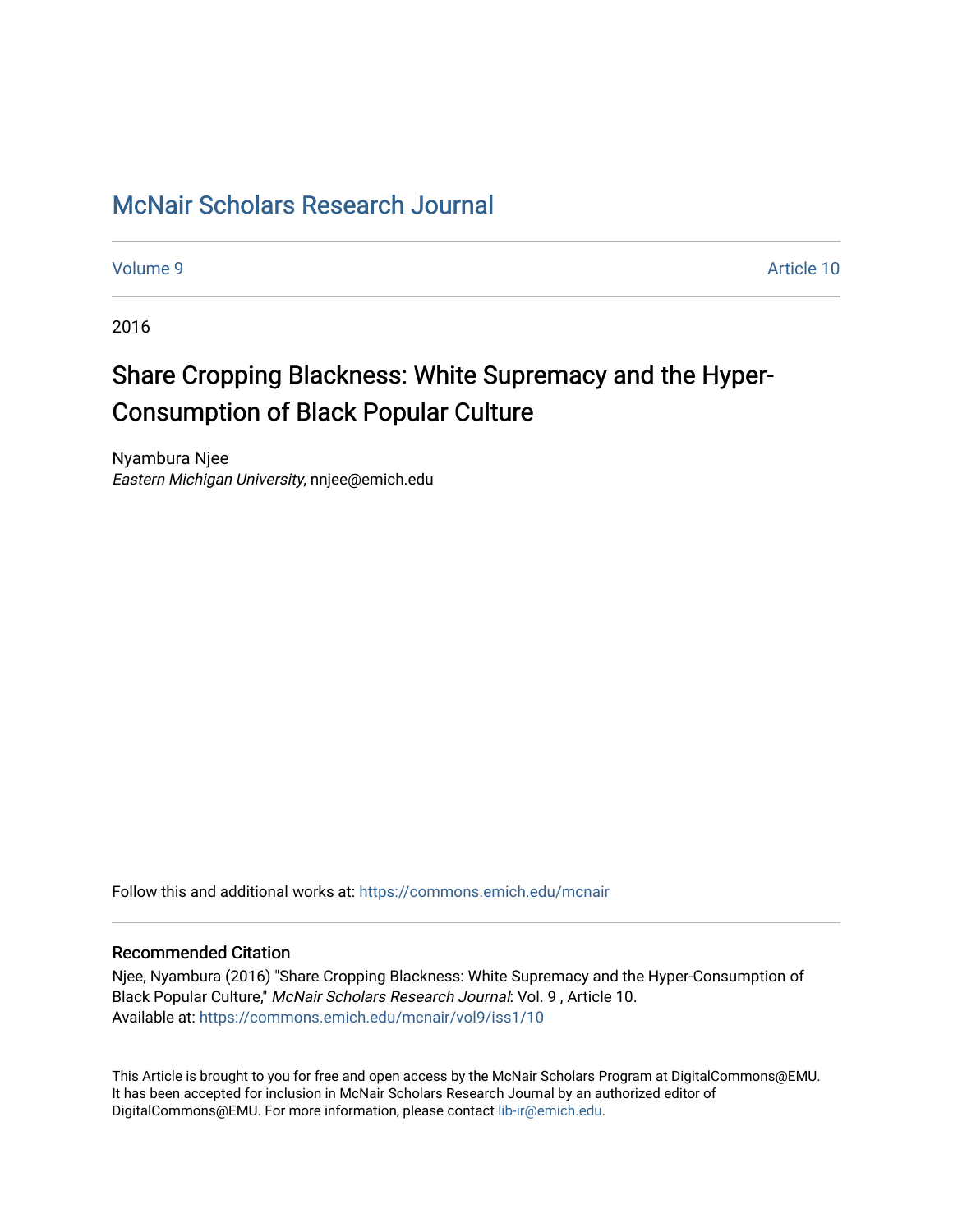# McNair Scholars Research Journal

Volume 9 | Article 10

2016

## Share Cropping Blackness: White Supremacy and the Hyper-Consumption of Black Popular Culture

Nyambura Njee
*Eastern Michigan University*, nnjee@emich.edu

Follow this and additional works at: https://commons.emich.edu/mcnair

### Recommended Citation

Njee, Nyambura (2016) "Share Cropping Blackness: White Supremacy and the Hyper-Consumption of Black Popular Culture," *McNair Scholars Research Journal*: Vol. 9 , Article 10.
Available at: https://commons.emich.edu/mcnair/vol9/iss1/10

This Article is brought to you for free and open access by the McNair Scholars Program at DigitalCommons@EMU. It has been accepted for inclusion in McNair Scholars Research Journal by an authorized editor of DigitalCommons@EMU. For more information, please contact lib-ir@emich.edu.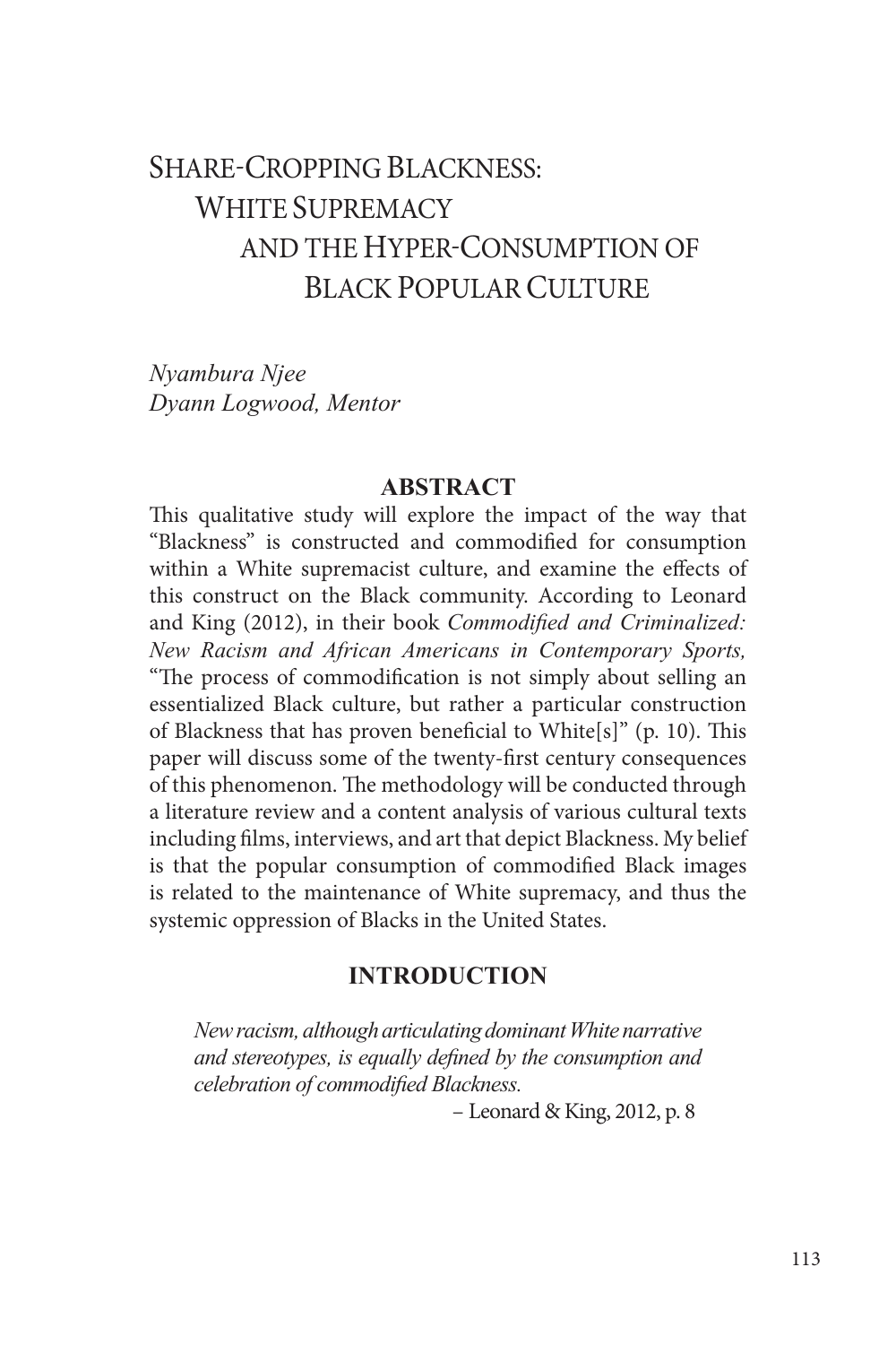# Share-Cropping Blackness: White Supremacy and the Hyper-Consumption of Black Popular Culture

*Nyambura Njee*
*Dyann Logwood, Mentor*

## ABSTRACT

This qualitative study will explore the impact of the way that "Blackness" is constructed and commodified for consumption within a White supremacist culture, and examine the effects of this construct on the Black community. According to Leonard and King (2012), in their book *Commodified and Criminalized: New Racism and African Americans in Contemporary Sports,* "The process of commodification is not simply about selling an essentialized Black culture, but rather a particular construction of Blackness that has proven beneficial to White[s]" (p. 10). This paper will discuss some of the twenty-first century consequences of this phenomenon. The methodology will be conducted through a literature review and a content analysis of various cultural texts including films, interviews, and art that depict Blackness. My belief is that the popular consumption of commodified Black images is related to the maintenance of White supremacy, and thus the systemic oppression of Blacks in the United States.

## INTRODUCTION

> *New racism, although articulating dominant White narrative and stereotypes, is equally defined by the consumption and celebration of commodified Blackness.*
>
> – Leonard & King, 2012, p. 8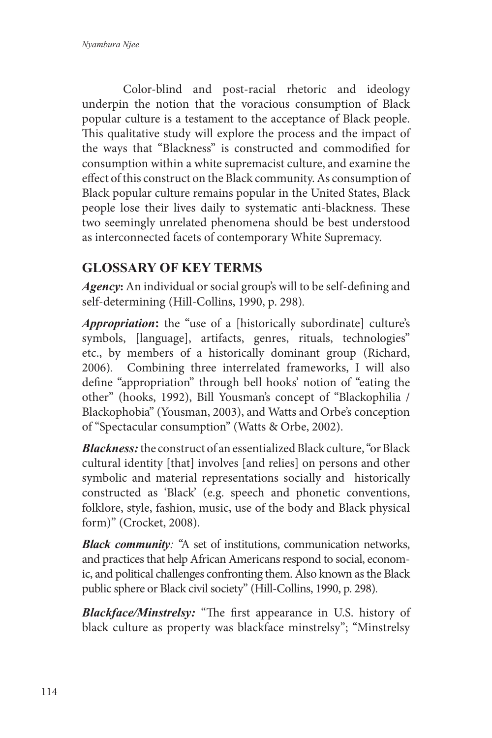Color-blind and post-racial rhetoric and ideology underpin the notion that the voracious consumption of Black popular culture is a testament to the acceptance of Black people. This qualitative study will explore the process and the impact of the ways that "Blackness" is constructed and commodified for consumption within a white supremacist culture, and examine the effect of this construct on the Black community. As consumption of Black popular culture remains popular in the United States, Black people lose their lives daily to systematic anti-blackness. These two seemingly unrelated phenomena should be best understood as interconnected facets of contemporary White Supremacy.

## GLOSSARY OF KEY TERMS

***Agency*:** An individual or social group's will to be self-defining and self-determining (Hill-Collins, 1990, p. 298).

***Appropriation*:** the "use of a [historically subordinate] culture's symbols, [language], artifacts, genres, rituals, technologies" etc., by members of a historically dominant group (Richard, 2006). Combining three interrelated frameworks, I will also define "appropriation" through bell hooks' notion of "eating the other" (hooks, 1992), Bill Yousman's concept of "Blackophilia / Blackophobia" (Yousman, 2003), and Watts and Orbe's conception of "Spectacular consumption" (Watts & Orbe, 2002).

***Blackness:*** the construct of an essentialized Black culture, "or Black cultural identity [that] involves [and relies] on persons and other symbolic and material representations socially and historically constructed as 'Black' (e.g. speech and phonetic conventions, folklore, style, fashion, music, use of the body and Black physical form)" (Crocket, 2008).

***Black community:*** "A set of institutions, communication networks, and practices that help African Americans respond to social, economic, and political challenges confronting them. Also known as the Black public sphere or Black civil society" (Hill-Collins, 1990, p. 298).

***Blackface/Minstrelsy:*** "The first appearance in U.S. history of black culture as property was blackface minstrelsy"; "Minstrelsy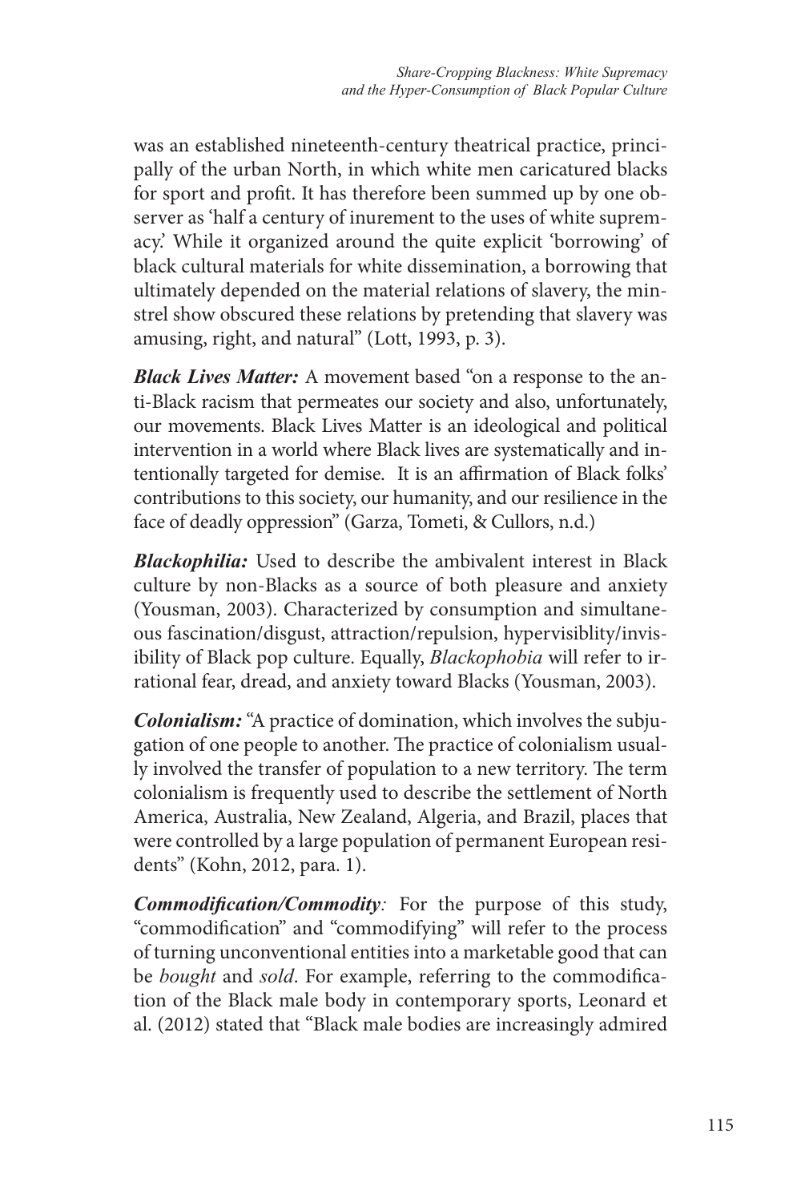was an established nineteenth-century theatrical practice, principally of the urban North, in which white men caricatured blacks for sport and profit. It has therefore been summed up by one observer as 'half a century of inurement to the uses of white supremacy.' While it organized around the quite explicit 'borrowing' of black cultural materials for white dissemination, a borrowing that ultimately depended on the material relations of slavery, the minstrel show obscured these relations by pretending that slavery was amusing, right, and natural" (Lott, 1993, p. 3).

***Black Lives Matter:*** A movement based "on a response to the anti-Black racism that permeates our society and also, unfortunately, our movements. Black Lives Matter is an ideological and political intervention in a world where Black lives are systematically and intentionally targeted for demise. It is an affirmation of Black folks' contributions to this society, our humanity, and our resilience in the face of deadly oppression" (Garza, Tometi, & Cullors, n.d.)

***Blackophilia:*** Used to describe the ambivalent interest in Black culture by non-Blacks as a source of both pleasure and anxiety (Yousman, 2003). Characterized by consumption and simultaneous fascination/disgust, attraction/repulsion, hypervisiblity/invisibility of Black pop culture. Equally, *Blackophobia* will refer to irrational fear, dread, and anxiety toward Blacks (Yousman, 2003).

***Colonialism:*** "A practice of domination, which involves the subjugation of one people to another. The practice of colonialism usually involved the transfer of population to a new territory. The term colonialism is frequently used to describe the settlement of North America, Australia, New Zealand, Algeria, and Brazil, places that were controlled by a large population of permanent European residents" (Kohn, 2012, para. 1).

***Commodification/Commodity:*** For the purpose of this study, "commodification" and "commodifying" will refer to the process of turning unconventional entities into a marketable good that can be *bought* and *sold*. For example, referring to the commodification of the Black male body in contemporary sports, Leonard et al. (2012) stated that "Black male bodies are increasingly admired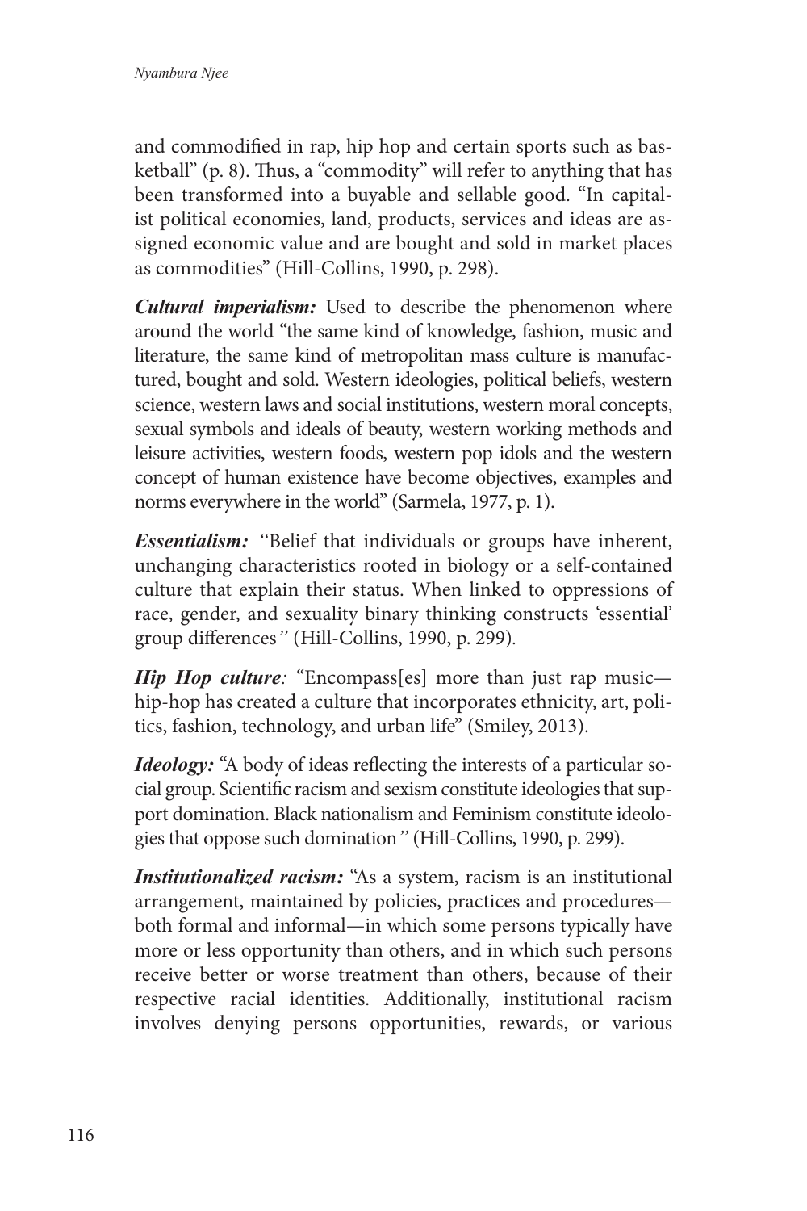and commodified in rap, hip hop and certain sports such as basketball" (p. 8). Thus, a "commodity" will refer to anything that has been transformed into a buyable and sellable good. "In capitalist political economies, land, products, services and ideas are assigned economic value and are bought and sold in market places as commodities" (Hill-Collins, 1990, p. 298).

***Cultural imperialism:*** Used to describe the phenomenon where around the world "the same kind of knowledge, fashion, music and literature, the same kind of metropolitan mass culture is manufactured, bought and sold. Western ideologies, political beliefs, western science, western laws and social institutions, western moral concepts, sexual symbols and ideals of beauty, western working methods and leisure activities, western foods, western pop idols and the western concept of human existence have become objectives, examples and norms everywhere in the world" (Sarmela, 1977, p. 1).

***Essentialism:*** *"*Belief that individuals or groups have inherent, unchanging characteristics rooted in biology or a self-contained culture that explain their status. When linked to oppressions of race, gender, and sexuality binary thinking constructs 'essential' group differences*"* (Hill-Collins, 1990, p. 299).

***Hip Hop culture****:* "Encompass[es] more than just rap music—hip-hop has created a culture that incorporates ethnicity, art, politics, fashion, technology, and urban life" (Smiley, 2013).

***Ideology:*** "A body of ideas reflecting the interests of a particular social group. Scientific racism and sexism constitute ideologies that support domination. Black nationalism and Feminism constitute ideologies that oppose such domination*"* (Hill-Collins, 1990, p. 299).

***Institutionalized racism:*** "As a system, racism is an institutional arrangement, maintained by policies, practices and procedures—both formal and informal—in which some persons typically have more or less opportunity than others, and in which such persons receive better or worse treatment than others, because of their respective racial identities. Additionally, institutional racism involves denying persons opportunities, rewards, or various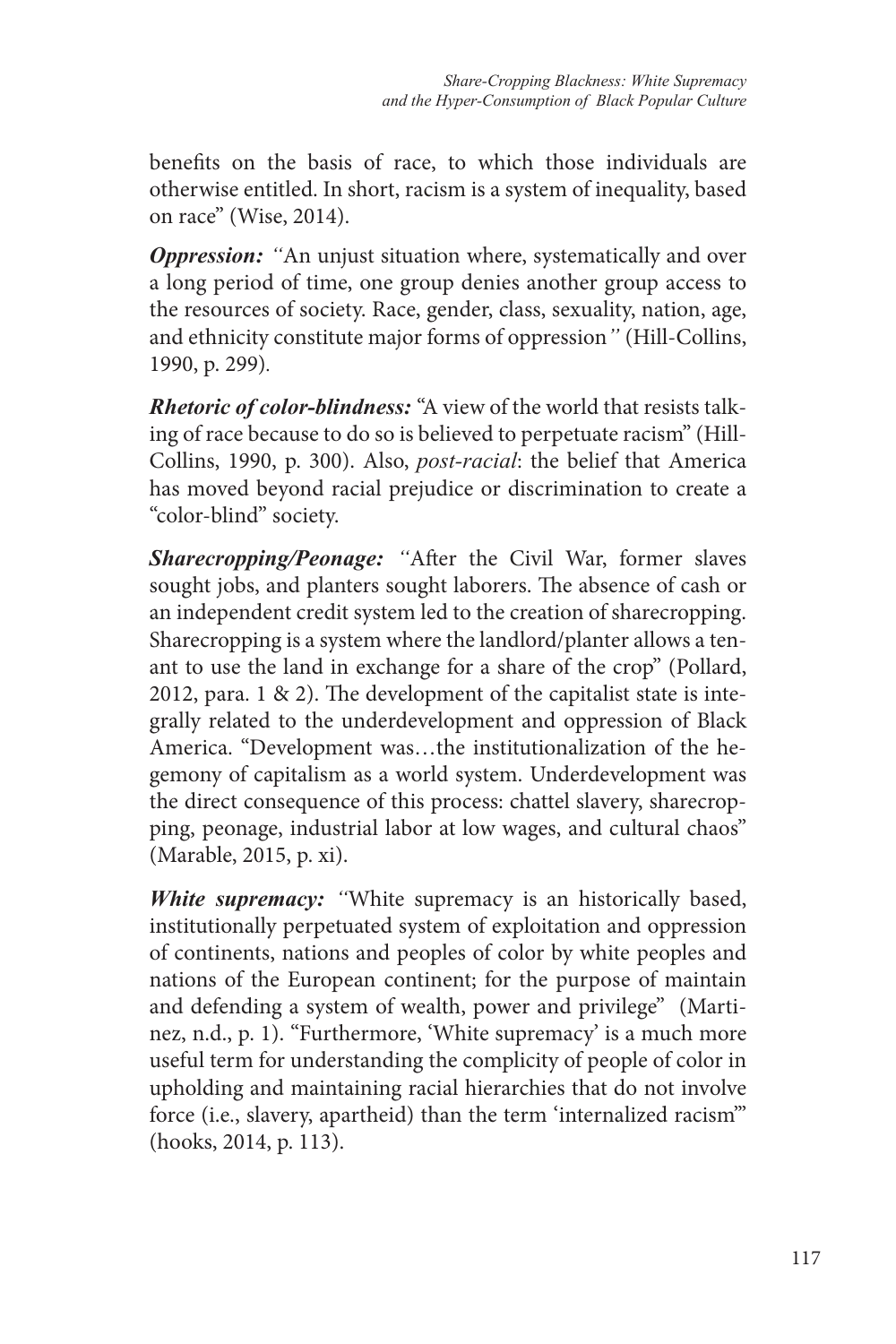benefits on the basis of race, to which those individuals are otherwise entitled. In short, racism is a system of inequality, based on race" (Wise, 2014).

***Oppression:*** *"*An unjust situation where, systematically and over a long period of time, one group denies another group access to the resources of society. Race, gender, class, sexuality, nation, age, and ethnicity constitute major forms of oppression*"* (Hill-Collins, 1990, p. 299).

***Rhetoric of color-blindness:*** "A view of the world that resists talking of race because to do so is believed to perpetuate racism" (Hill-Collins, 1990, p. 300). Also, *post-racial*: the belief that America has moved beyond racial prejudice or discrimination to create a "color-blind" society.

***Sharecropping/Peonage:*** *"*After the Civil War, former slaves sought jobs, and planters sought laborers. The absence of cash or an independent credit system led to the creation of sharecropping. Sharecropping is a system where the landlord/planter allows a tenant to use the land in exchange for a share of the crop" (Pollard, 2012, para. 1 & 2). The development of the capitalist state is integrally related to the underdevelopment and oppression of Black America. "Development was…the institutionalization of the hegemony of capitalism as a world system. Underdevelopment was the direct consequence of this process: chattel slavery, sharecropping, peonage, industrial labor at low wages, and cultural chaos" (Marable, 2015, p. xi).

***White supremacy:*** *"*White supremacy is an historically based, institutionally perpetuated system of exploitation and oppression of continents, nations and peoples of color by white peoples and nations of the European continent; for the purpose of maintain and defending a system of wealth, power and privilege" (Martinez, n.d., p. 1). "Furthermore, 'White supremacy' is a much more useful term for understanding the complicity of people of color in upholding and maintaining racial hierarchies that do not involve force (i.e., slavery, apartheid) than the term 'internalized racism'" (hooks, 2014, p. 113).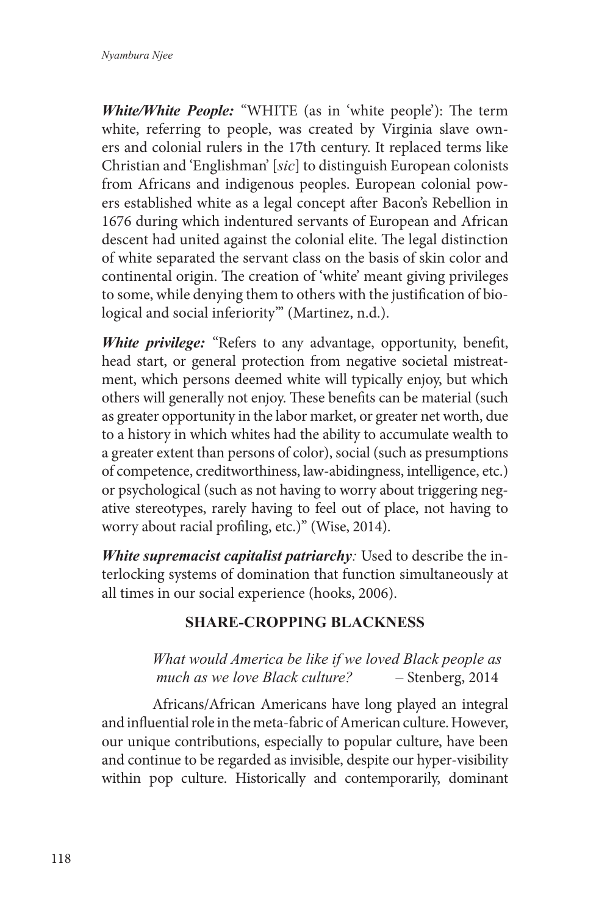***White/White People:*** "WHITE (as in 'white people'): The term white, referring to people, was created by Virginia slave owners and colonial rulers in the 17th century. It replaced terms like Christian and 'Englishman' [*sic*] to distinguish European colonists from Africans and indigenous peoples. European colonial powers established white as a legal concept after Bacon's Rebellion in 1676 during which indentured servants of European and African descent had united against the colonial elite. The legal distinction of white separated the servant class on the basis of skin color and continental origin. The creation of 'white' meant giving privileges to some, while denying them to others with the justification of biological and social inferiority'" (Martinez, n.d.).

***White privilege:*** "Refers to any advantage, opportunity, benefit, head start, or general protection from negative societal mistreatment, which persons deemed white will typically enjoy, but which others will generally not enjoy. These benefits can be material (such as greater opportunity in the labor market, or greater net worth, due to a history in which whites had the ability to accumulate wealth to a greater extent than persons of color), social (such as presumptions of competence, creditworthiness, law-abidingness, intelligence, etc.) or psychological (such as not having to worry about triggering negative stereotypes, rarely having to feel out of place, not having to worry about racial profiling, etc.)" (Wise, 2014).

***White supremacist capitalist patriarchy**:* Used to describe the interlocking systems of domination that function simultaneously at all times in our social experience (hooks, 2006).

## SHARE-CROPPING BLACKNESS

> *What would America be like if we loved Black people as much as we love Black culture?* – Stenberg, 2014

Africans/African Americans have long played an integral and influential role in the meta-fabric of American culture. However, our unique contributions, especially to popular culture, have been and continue to be regarded as invisible, despite our hyper-visibility within pop culture. Historically and contemporarily, dominant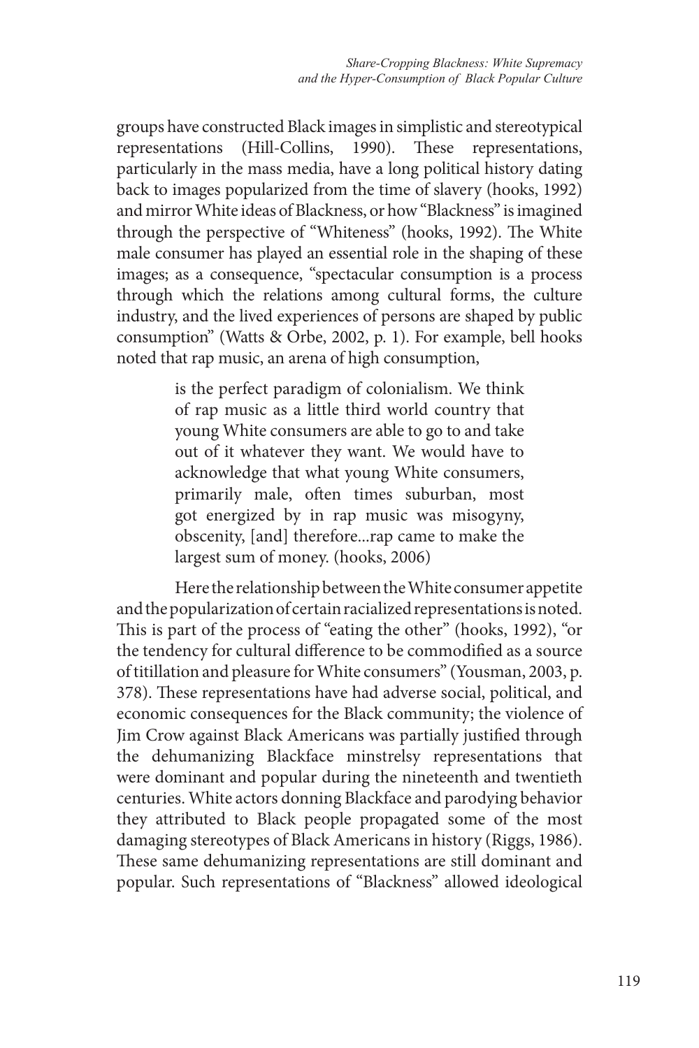groups have constructed Black images in simplistic and stereotypical representations (Hill-Collins, 1990). These representations, particularly in the mass media, have a long political history dating back to images popularized from the time of slavery (hooks, 1992) and mirror White ideas of Blackness, or how "Blackness" is imagined through the perspective of "Whiteness" (hooks, 1992). The White male consumer has played an essential role in the shaping of these images; as a consequence, "spectacular consumption is a process through which the relations among cultural forms, the culture industry, and the lived experiences of persons are shaped by public consumption" (Watts & Orbe, 2002, p. 1). For example, bell hooks noted that rap music, an arena of high consumption,

> is the perfect paradigm of colonialism. We think of rap music as a little third world country that young White consumers are able to go to and take out of it whatever they want. We would have to acknowledge that what young White consumers, primarily male, often times suburban, most got energized by in rap music was misogyny, obscenity, [and] therefore...rap came to make the largest sum of money. (hooks, 2006)

Here the relationship between the White consumer appetite and the popularization of certain racialized representations is noted. This is part of the process of "eating the other" (hooks, 1992), "or the tendency for cultural difference to be commodified as a source of titillation and pleasure for White consumers" (Yousman, 2003, p. 378). These representations have had adverse social, political, and economic consequences for the Black community; the violence of Jim Crow against Black Americans was partially justified through the dehumanizing Blackface minstrelsy representations that were dominant and popular during the nineteenth and twentieth centuries. White actors donning Blackface and parodying behavior they attributed to Black people propagated some of the most damaging stereotypes of Black Americans in history (Riggs, 1986). These same dehumanizing representations are still dominant and popular. Such representations of "Blackness" allowed ideological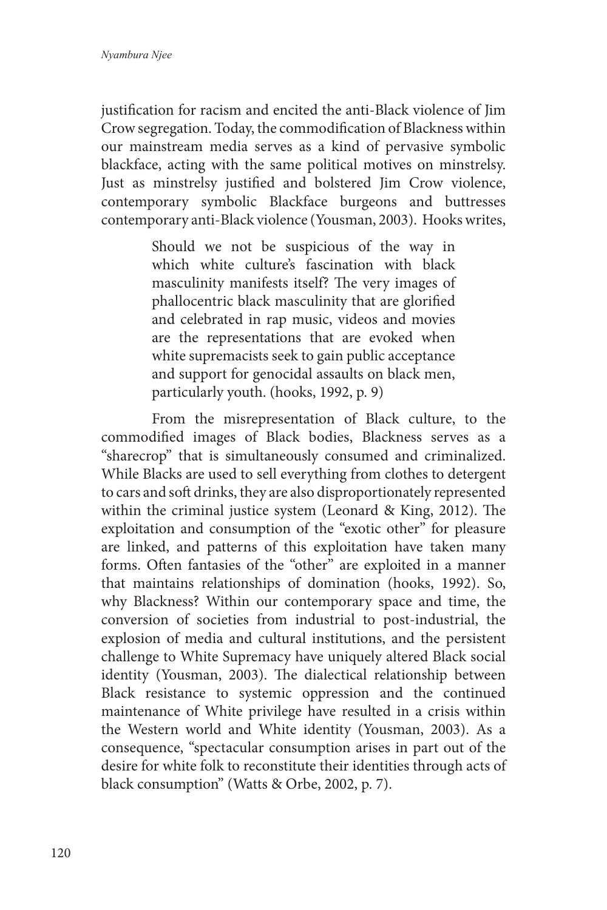justification for racism and encited the anti-Black violence of Jim Crow segregation. Today, the commodification of Blackness within our mainstream media serves as a kind of pervasive symbolic blackface, acting with the same political motives on minstrelsy. Just as minstrelsy justified and bolstered Jim Crow violence, contemporary symbolic Blackface burgeons and buttresses contemporary anti-Black violence (Yousman, 2003). Hooks writes,

> Should we not be suspicious of the way in which white culture's fascination with black masculinity manifests itself? The very images of phallocentric black masculinity that are glorified and celebrated in rap music, videos and movies are the representations that are evoked when white supremacists seek to gain public acceptance and support for genocidal assaults on black men, particularly youth. (hooks, 1992, p. 9)

From the misrepresentation of Black culture, to the commodified images of Black bodies, Blackness serves as a "sharecrop" that is simultaneously consumed and criminalized. While Blacks are used to sell everything from clothes to detergent to cars and soft drinks, they are also disproportionately represented within the criminal justice system (Leonard & King, 2012). The exploitation and consumption of the "exotic other" for pleasure are linked, and patterns of this exploitation have taken many forms. Often fantasies of the "other" are exploited in a manner that maintains relationships of domination (hooks, 1992). So, why Blackness? Within our contemporary space and time, the conversion of societies from industrial to post-industrial, the explosion of media and cultural institutions, and the persistent challenge to White Supremacy have uniquely altered Black social identity (Yousman, 2003). The dialectical relationship between Black resistance to systemic oppression and the continued maintenance of White privilege have resulted in a crisis within the Western world and White identity (Yousman, 2003). As a consequence, "spectacular consumption arises in part out of the desire for white folk to reconstitute their identities through acts of black consumption" (Watts & Orbe, 2002, p. 7).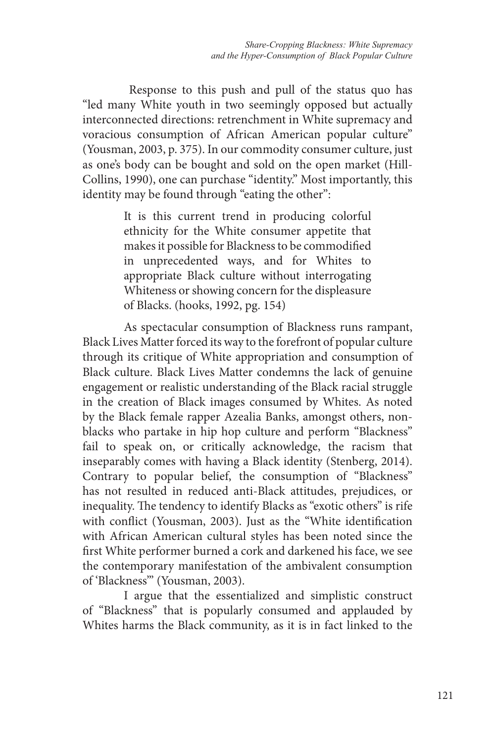Response to this push and pull of the status quo has "led many White youth in two seemingly opposed but actually interconnected directions: retrenchment in White supremacy and voracious consumption of African American popular culture" (Yousman, 2003, p. 375). In our commodity consumer culture, just as one's body can be bought and sold on the open market (Hill-Collins, 1990), one can purchase "identity." Most importantly, this identity may be found through "eating the other":

> It is this current trend in producing colorful ethnicity for the White consumer appetite that makes it possible for Blackness to be commodified in unprecedented ways, and for Whites to appropriate Black culture without interrogating Whiteness or showing concern for the displeasure of Blacks. (hooks, 1992, pg. 154)

As spectacular consumption of Blackness runs rampant, Black Lives Matter forced its way to the forefront of popular culture through its critique of White appropriation and consumption of Black culture. Black Lives Matter condemns the lack of genuine engagement or realistic understanding of the Black racial struggle in the creation of Black images consumed by Whites. As noted by the Black female rapper Azealia Banks, amongst others, non-blacks who partake in hip hop culture and perform "Blackness" fail to speak on, or critically acknowledge, the racism that inseparably comes with having a Black identity (Stenberg, 2014). Contrary to popular belief, the consumption of "Blackness" has not resulted in reduced anti-Black attitudes, prejudices, or inequality. The tendency to identify Blacks as "exotic others" is rife with conflict (Yousman, 2003). Just as the "White identification with African American cultural styles has been noted since the first White performer burned a cork and darkened his face, we see the contemporary manifestation of the ambivalent consumption of 'Blackness'" (Yousman, 2003).

I argue that the essentialized and simplistic construct of "Blackness" that is popularly consumed and applauded by Whites harms the Black community, as it is in fact linked to the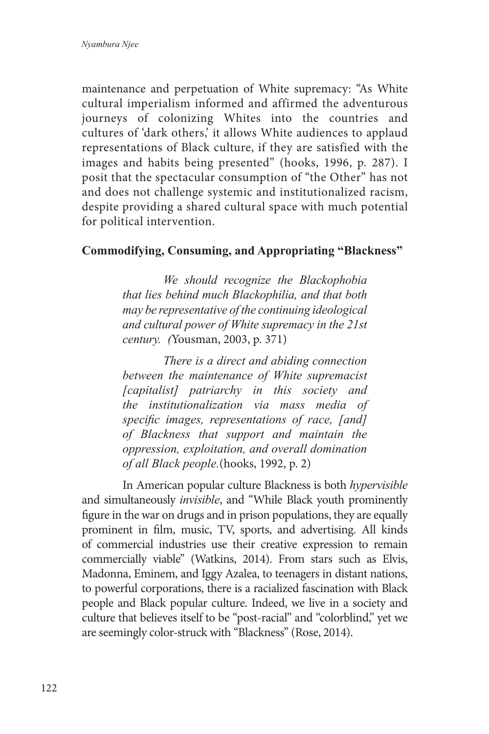maintenance and perpetuation of White supremacy: "As White cultural imperialism informed and affirmed the adventurous journeys of colonizing Whites into the countries and cultures of 'dark others,' it allows White audiences to applaud representations of Black culture, if they are satisfied with the images and habits being presented" (hooks, 1996, p. 287). I posit that the spectacular consumption of "the Other" has not and does not challenge systemic and institutionalized racism, despite providing a shared cultural space with much potential for political intervention.

## Commodifying, Consuming, and Appropriating "Blackness"

> *We should recognize the Blackophobia that lies behind much Blackophilia, and that both may be representative of the continuing ideological and cultural power of White supremacy in the 21st century. (*Yousman, 2003, p. 371)

> *There is a direct and abiding connection between the maintenance of White supremacist [capitalist] patriarchy in this society and the institutionalization via mass media of specific images, representations of race, [and] of Blackness that support and maintain the oppression, exploitation, and overall domination of all Black people.*(hooks, 1992, p. 2)

In American popular culture Blackness is both *hypervisible* and simultaneously *invisible*, and "While Black youth prominently figure in the war on drugs and in prison populations, they are equally prominent in film, music, TV, sports, and advertising. All kinds of commercial industries use their creative expression to remain commercially viable" (Watkins, 2014). From stars such as Elvis, Madonna, Eminem, and Iggy Azalea, to teenagers in distant nations, to powerful corporations, there is a racialized fascination with Black people and Black popular culture. Indeed, we live in a society and culture that believes itself to be "post-racial" and "colorblind," yet we are seemingly color-struck with "Blackness" (Rose, 2014).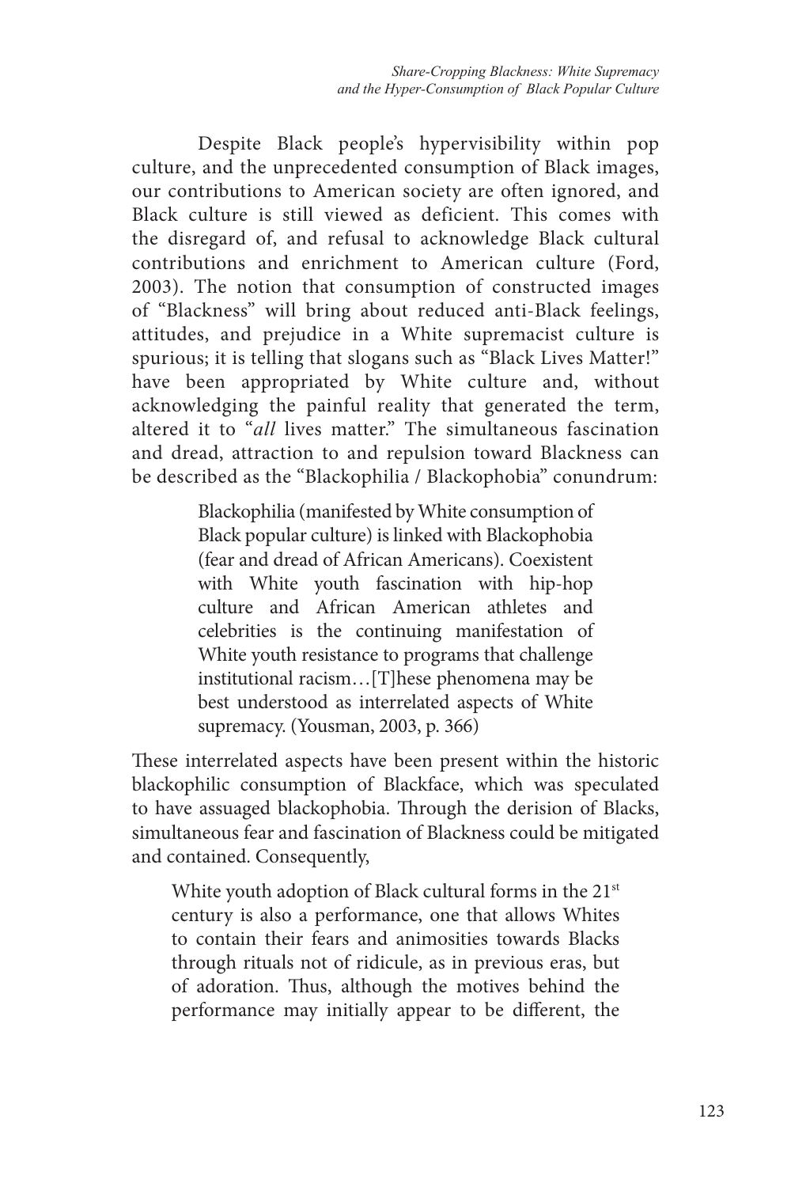Despite Black people's hypervisibility within pop culture, and the unprecedented consumption of Black images, our contributions to American society are often ignored, and Black culture is still viewed as deficient. This comes with the disregard of, and refusal to acknowledge Black cultural contributions and enrichment to American culture (Ford, 2003). The notion that consumption of constructed images of "Blackness" will bring about reduced anti-Black feelings, attitudes, and prejudice in a White supremacist culture is spurious; it is telling that slogans such as "Black Lives Matter!" have been appropriated by White culture and, without acknowledging the painful reality that generated the term, altered it to "*all* lives matter." The simultaneous fascination and dread, attraction to and repulsion toward Blackness can be described as the "Blackophilia / Blackophobia" conundrum:

> Blackophilia (manifested by White consumption of Black popular culture) is linked with Blackophobia (fear and dread of African Americans). Coexistent with White youth fascination with hip-hop culture and African American athletes and celebrities is the continuing manifestation of White youth resistance to programs that challenge institutional racism…[T]hese phenomena may be best understood as interrelated aspects of White supremacy. (Yousman, 2003, p. 366)

These interrelated aspects have been present within the historic blackophilic consumption of Blackface, which was speculated to have assuaged blackophobia. Through the derision of Blacks, simultaneous fear and fascination of Blackness could be mitigated and contained. Consequently,

> White youth adoption of Black cultural forms in the 21st century is also a performance, one that allows Whites to contain their fears and animosities towards Blacks through rituals not of ridicule, as in previous eras, but of adoration. Thus, although the motives behind the performance may initially appear to be different, the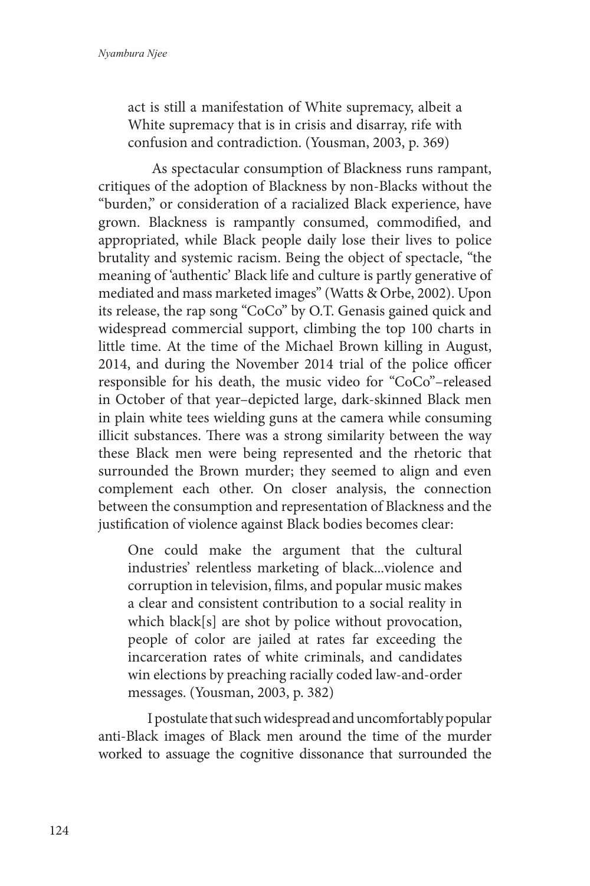> act is still a manifestation of White supremacy, albeit a White supremacy that is in crisis and disarray, rife with confusion and contradiction. (Yousman, 2003, p. 369)

As spectacular consumption of Blackness runs rampant, critiques of the adoption of Blackness by non-Blacks without the "burden," or consideration of a racialized Black experience, have grown. Blackness is rampantly consumed, commodified, and appropriated, while Black people daily lose their lives to police brutality and systemic racism. Being the object of spectacle, "the meaning of 'authentic' Black life and culture is partly generative of mediated and mass marketed images" (Watts & Orbe, 2002). Upon its release, the rap song "CoCo" by O.T. Genasis gained quick and widespread commercial support, climbing the top 100 charts in little time. At the time of the Michael Brown killing in August, 2014, and during the November 2014 trial of the police officer responsible for his death, the music video for "CoCo"–released in October of that year–depicted large, dark-skinned Black men in plain white tees wielding guns at the camera while consuming illicit substances. There was a strong similarity between the way these Black men were being represented and the rhetoric that surrounded the Brown murder; they seemed to align and even complement each other. On closer analysis, the connection between the consumption and representation of Blackness and the justification of violence against Black bodies becomes clear:

> One could make the argument that the cultural industries' relentless marketing of black...violence and corruption in television, films, and popular music makes a clear and consistent contribution to a social reality in which black[s] are shot by police without provocation, people of color are jailed at rates far exceeding the incarceration rates of white criminals, and candidates win elections by preaching racially coded law-and-order messages. (Yousman, 2003, p. 382)

I postulate that such widespread and uncomfortably popular anti-Black images of Black men around the time of the murder worked to assuage the cognitive dissonance that surrounded the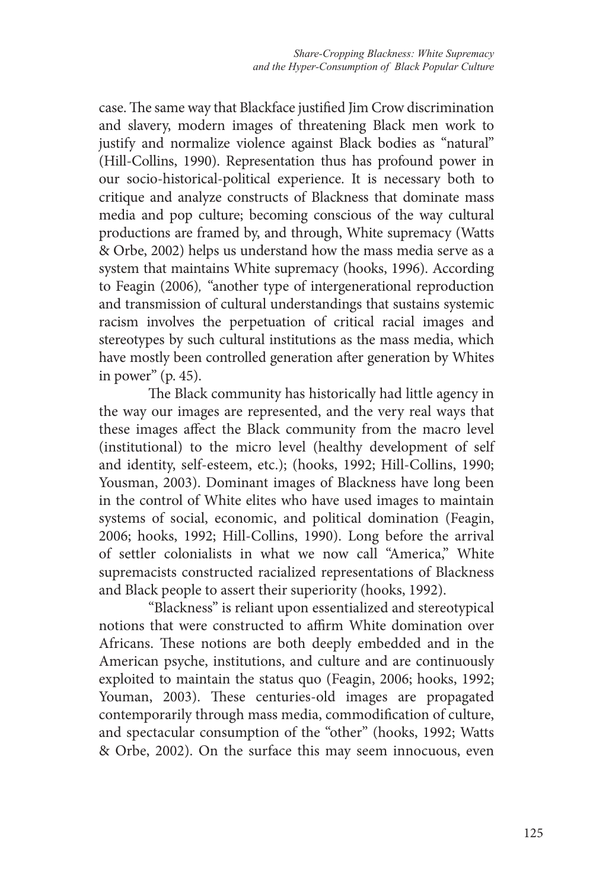case. The same way that Blackface justified Jim Crow discrimination and slavery, modern images of threatening Black men work to justify and normalize violence against Black bodies as "natural" (Hill-Collins, 1990). Representation thus has profound power in our socio-historical-political experience. It is necessary both to critique and analyze constructs of Blackness that dominate mass media and pop culture; becoming conscious of the way cultural productions are framed by, and through, White supremacy (Watts & Orbe, 2002) helps us understand how the mass media serve as a system that maintains White supremacy (hooks, 1996). According to Feagin (2006), "another type of intergenerational reproduction and transmission of cultural understandings that sustains systemic racism involves the perpetuation of critical racial images and stereotypes by such cultural institutions as the mass media, which have mostly been controlled generation after generation by Whites in power" (p. 45).

The Black community has historically had little agency in the way our images are represented, and the very real ways that these images affect the Black community from the macro level (institutional) to the micro level (healthy development of self and identity, self-esteem, etc.); (hooks, 1992; Hill-Collins, 1990; Yousman, 2003). Dominant images of Blackness have long been in the control of White elites who have used images to maintain systems of social, economic, and political domination (Feagin, 2006; hooks, 1992; Hill-Collins, 1990). Long before the arrival of settler colonialists in what we now call "America," White supremacists constructed racialized representations of Blackness and Black people to assert their superiority (hooks, 1992).

"Blackness" is reliant upon essentialized and stereotypical notions that were constructed to affirm White domination over Africans. These notions are both deeply embedded and in the American psyche, institutions, and culture and are continuously exploited to maintain the status quo (Feagin, 2006; hooks, 1992; Youman, 2003). These centuries-old images are propagated contemporarily through mass media, commodification of culture, and spectacular consumption of the "other" (hooks, 1992; Watts & Orbe, 2002). On the surface this may seem innocuous, even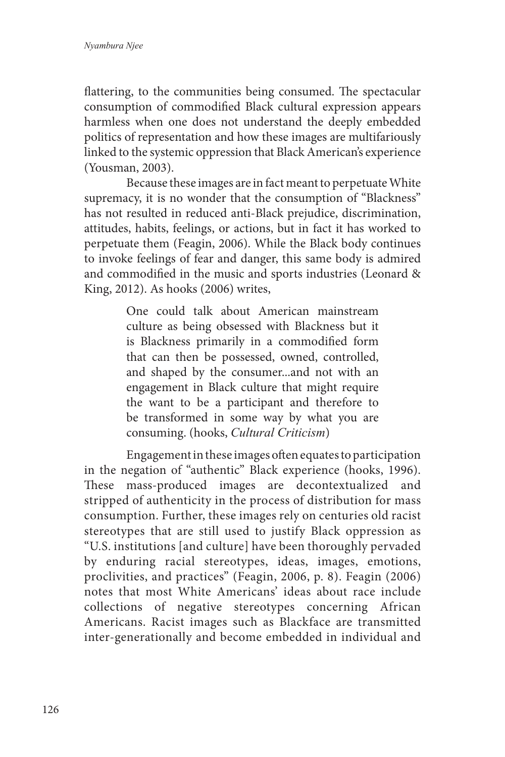flattering, to the communities being consumed. The spectacular consumption of commodified Black cultural expression appears harmless when one does not understand the deeply embedded politics of representation and how these images are multifariously linked to the systemic oppression that Black American's experience (Yousman, 2003).

Because these images are in fact meant to perpetuate White supremacy, it is no wonder that the consumption of "Blackness" has not resulted in reduced anti-Black prejudice, discrimination, attitudes, habits, feelings, or actions, but in fact it has worked to perpetuate them (Feagin, 2006). While the Black body continues to invoke feelings of fear and danger, this same body is admired and commodified in the music and sports industries (Leonard & King, 2012). As hooks (2006) writes,

> One could talk about American mainstream culture as being obsessed with Blackness but it is Blackness primarily in a commodified form that can then be possessed, owned, controlled, and shaped by the consumer...and not with an engagement in Black culture that might require the want to be a participant and therefore to be transformed in some way by what you are consuming. (hooks, *Cultural Criticism*)

Engagement in these images often equates to participation in the negation of "authentic" Black experience (hooks, 1996). These mass-produced images are decontextualized and stripped of authenticity in the process of distribution for mass consumption. Further, these images rely on centuries old racist stereotypes that are still used to justify Black oppression as "U.S. institutions [and culture] have been thoroughly pervaded by enduring racial stereotypes, ideas, images, emotions, proclivities, and practices" (Feagin, 2006, p. 8). Feagin (2006) notes that most White Americans' ideas about race include collections of negative stereotypes concerning African Americans. Racist images such as Blackface are transmitted inter-generationally and become embedded in individual and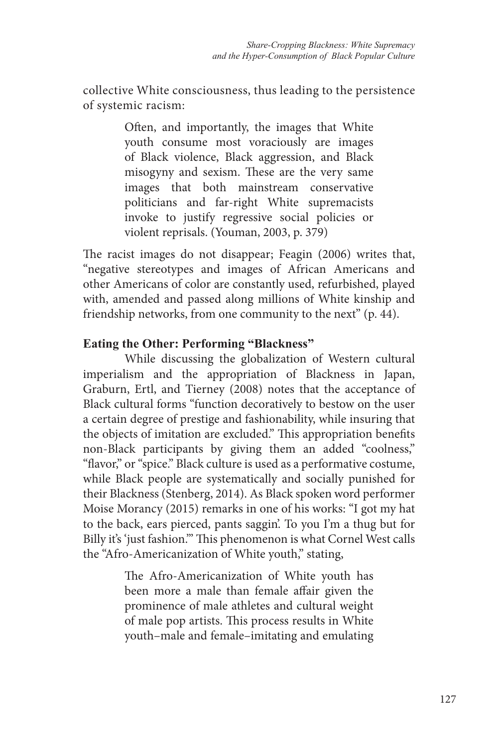collective White consciousness, thus leading to the persistence of systemic racism:

> Often, and importantly, the images that White youth consume most voraciously are images of Black violence, Black aggression, and Black misogyny and sexism. These are the very same images that both mainstream conservative politicians and far-right White supremacists invoke to justify regressive social policies or violent reprisals. (Youman, 2003, p. 379)

The racist images do not disappear; Feagin (2006) writes that, "negative stereotypes and images of African Americans and other Americans of color are constantly used, refurbished, played with, amended and passed along millions of White kinship and friendship networks, from one community to the next" (p. 44).

### Eating the Other: Performing "Blackness"

While discussing the globalization of Western cultural imperialism and the appropriation of Blackness in Japan, Graburn, Ertl, and Tierney (2008) notes that the acceptance of Black cultural forms "function decoratively to bestow on the user a certain degree of prestige and fashionability, while insuring that the objects of imitation are excluded." This appropriation benefits non-Black participants by giving them an added "coolness," "flavor," or "spice." Black culture is used as a performative costume, while Black people are systematically and socially punished for their Blackness (Stenberg, 2014). As Black spoken word performer Moise Morancy (2015) remarks in one of his works: "I got my hat to the back, ears pierced, pants saggin'. To you I'm a thug but for Billy it's 'just fashion.'" This phenomenon is what Cornel West calls the "Afro-Americanization of White youth," stating,

> The Afro-Americanization of White youth has been more a male than female affair given the prominence of male athletes and cultural weight of male pop artists. This process results in White youth–male and female–imitating and emulating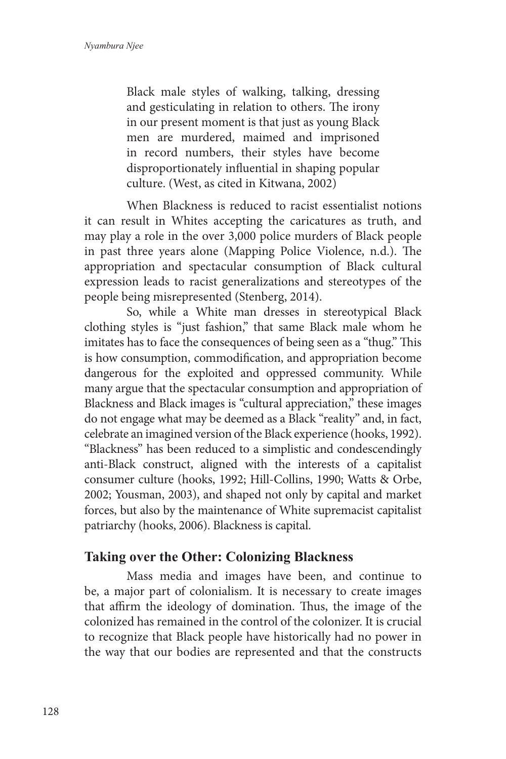> Black male styles of walking, talking, dressing and gesticulating in relation to others. The irony in our present moment is that just as young Black men are murdered, maimed and imprisoned in record numbers, their styles have become disproportionately influential in shaping popular culture. (West, as cited in Kitwana, 2002)

When Blackness is reduced to racist essentialist notions it can result in Whites accepting the caricatures as truth, and may play a role in the over 3,000 police murders of Black people in past three years alone (Mapping Police Violence, n.d.). The appropriation and spectacular consumption of Black cultural expression leads to racist generalizations and stereotypes of the people being misrepresented (Stenberg, 2014).

So, while a White man dresses in stereotypical Black clothing styles is "just fashion," that same Black male whom he imitates has to face the consequences of being seen as a "thug." This is how consumption, commodification, and appropriation become dangerous for the exploited and oppressed community. While many argue that the spectacular consumption and appropriation of Blackness and Black images is "cultural appreciation," these images do not engage what may be deemed as a Black "reality" and, in fact, celebrate an imagined version of the Black experience (hooks, 1992). "Blackness" has been reduced to a simplistic and condescendingly anti-Black construct, aligned with the interests of a capitalist consumer culture (hooks, 1992; Hill-Collins, 1990; Watts & Orbe, 2002; Yousman, 2003), and shaped not only by capital and market forces, but also by the maintenance of White supremacist capitalist patriarchy (hooks, 2006). Blackness is capital.

## Taking over the Other: Colonizing Blackness

Mass media and images have been, and continue to be, a major part of colonialism. It is necessary to create images that affirm the ideology of domination. Thus, the image of the colonized has remained in the control of the colonizer. It is crucial to recognize that Black people have historically had no power in the way that our bodies are represented and that the constructs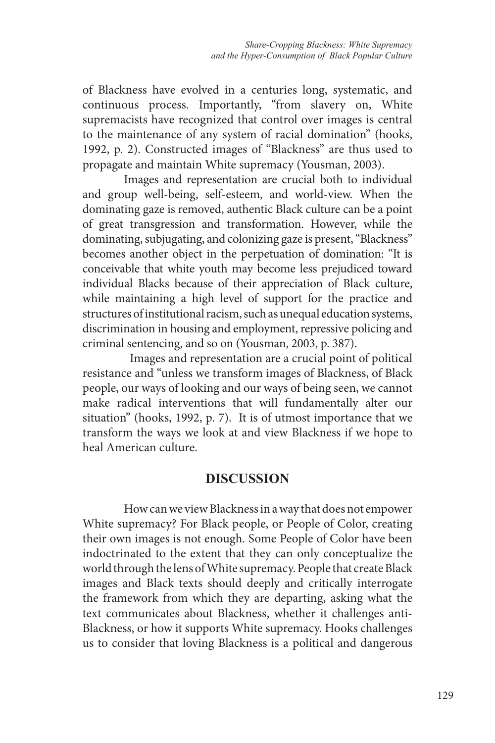of Blackness have evolved in a centuries long, systematic, and continuous process. Importantly, "from slavery on, White supremacists have recognized that control over images is central to the maintenance of any system of racial domination" (hooks, 1992, p. 2). Constructed images of "Blackness" are thus used to propagate and maintain White supremacy (Yousman, 2003).

Images and representation are crucial both to individual and group well-being, self-esteem, and world-view. When the dominating gaze is removed, authentic Black culture can be a point of great transgression and transformation. However, while the dominating, subjugating, and colonizing gaze is present, "Blackness" becomes another object in the perpetuation of domination: "It is conceivable that white youth may become less prejudiced toward individual Blacks because of their appreciation of Black culture, while maintaining a high level of support for the practice and structures of institutional racism, such as unequal education systems, discrimination in housing and employment, repressive policing and criminal sentencing, and so on (Yousman, 2003, p. 387).

Images and representation are a crucial point of political resistance and "unless we transform images of Blackness, of Black people, our ways of looking and our ways of being seen, we cannot make radical interventions that will fundamentally alter our situation" (hooks, 1992, p. 7). It is of utmost importance that we transform the ways we look at and view Blackness if we hope to heal American culture.

## DISCUSSION

How can we view Blackness in a way that does not empower White supremacy? For Black people, or People of Color, creating their own images is not enough. Some People of Color have been indoctrinated to the extent that they can only conceptualize the world through the lens of White supremacy. People that create Black images and Black texts should deeply and critically interrogate the framework from which they are departing, asking what the text communicates about Blackness, whether it challenges anti-Blackness, or how it supports White supremacy. Hooks challenges us to consider that loving Blackness is a political and dangerous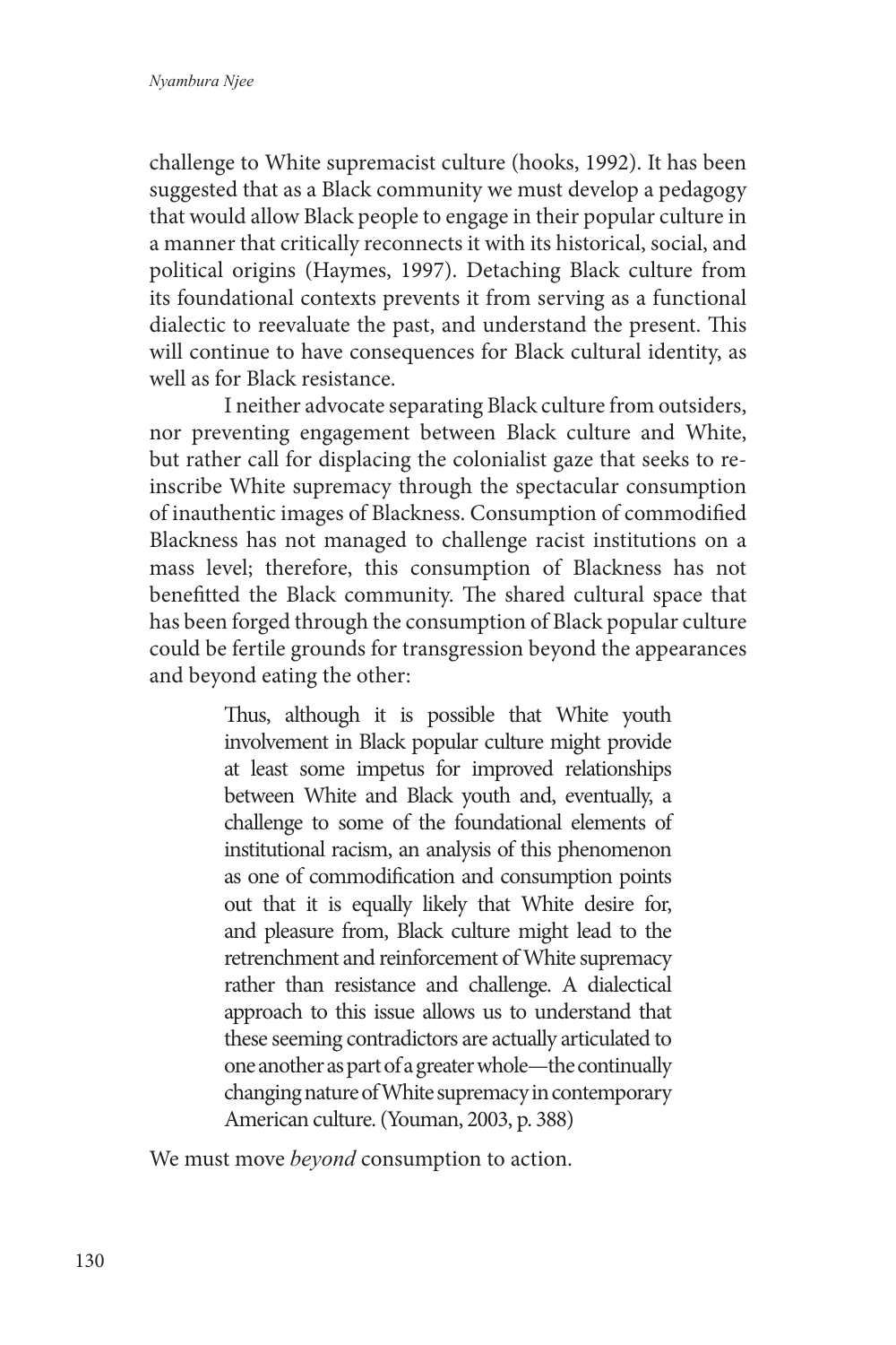challenge to White supremacist culture (hooks, 1992). It has been suggested that as a Black community we must develop a pedagogy that would allow Black people to engage in their popular culture in a manner that critically reconnects it with its historical, social, and political origins (Haymes, 1997). Detaching Black culture from its foundational contexts prevents it from serving as a functional dialectic to reevaluate the past, and understand the present. This will continue to have consequences for Black cultural identity, as well as for Black resistance.

I neither advocate separating Black culture from outsiders, nor preventing engagement between Black culture and White, but rather call for displacing the colonialist gaze that seeks to re-inscribe White supremacy through the spectacular consumption of inauthentic images of Blackness. Consumption of commodified Blackness has not managed to challenge racist institutions on a mass level; therefore, this consumption of Blackness has not benefitted the Black community. The shared cultural space that has been forged through the consumption of Black popular culture could be fertile grounds for transgression beyond the appearances and beyond eating the other:

> Thus, although it is possible that White youth involvement in Black popular culture might provide at least some impetus for improved relationships between White and Black youth and, eventually, a challenge to some of the foundational elements of institutional racism, an analysis of this phenomenon as one of commodification and consumption points out that it is equally likely that White desire for, and pleasure from, Black culture might lead to the retrenchment and reinforcement of White supremacy rather than resistance and challenge. A dialectical approach to this issue allows us to understand that these seeming contradictors are actually articulated to one another as part of a greater whole—the continually changing nature of White supremacy in contemporary American culture. (Youman, 2003, p. 388)

We must move *beyond* consumption to action.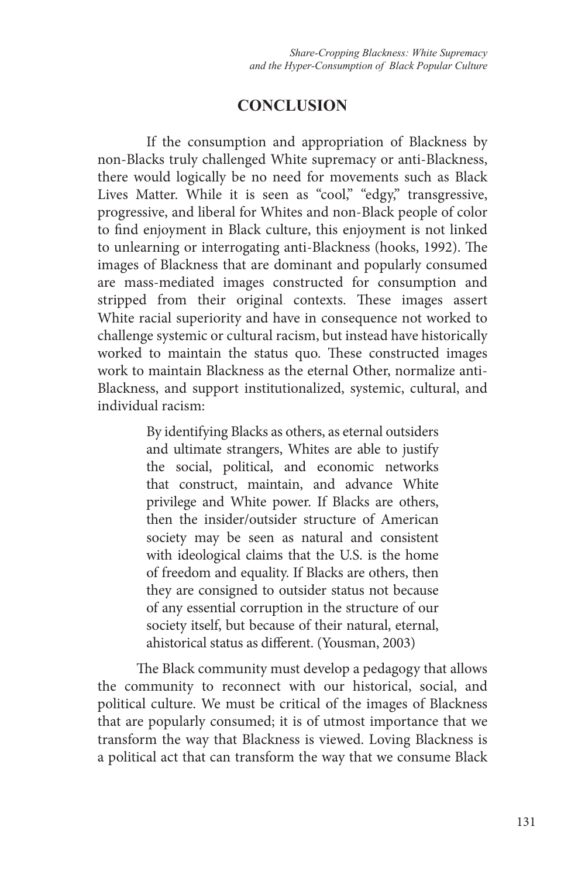## CONCLUSION

If the consumption and appropriation of Blackness by non-Blacks truly challenged White supremacy or anti-Blackness, there would logically be no need for movements such as Black Lives Matter. While it is seen as "cool," "edgy," transgressive, progressive, and liberal for Whites and non-Black people of color to find enjoyment in Black culture, this enjoyment is not linked to unlearning or interrogating anti-Blackness (hooks, 1992). The images of Blackness that are dominant and popularly consumed are mass-mediated images constructed for consumption and stripped from their original contexts. These images assert White racial superiority and have in consequence not worked to challenge systemic or cultural racism, but instead have historically worked to maintain the status quo. These constructed images work to maintain Blackness as the eternal Other, normalize anti-Blackness, and support institutionalized, systemic, cultural, and individual racism:

> By identifying Blacks as others, as eternal outsiders and ultimate strangers, Whites are able to justify the social, political, and economic networks that construct, maintain, and advance White privilege and White power. If Blacks are others, then the insider/outsider structure of American society may be seen as natural and consistent with ideological claims that the U.S. is the home of freedom and equality. If Blacks are others, then they are consigned to outsider status not because of any essential corruption in the structure of our society itself, but because of their natural, eternal, ahistorical status as different. (Yousman, 2003)

The Black community must develop a pedagogy that allows the community to reconnect with our historical, social, and political culture. We must be critical of the images of Blackness that are popularly consumed; it is of utmost importance that we transform the way that Blackness is viewed. Loving Blackness is a political act that can transform the way that we consume Black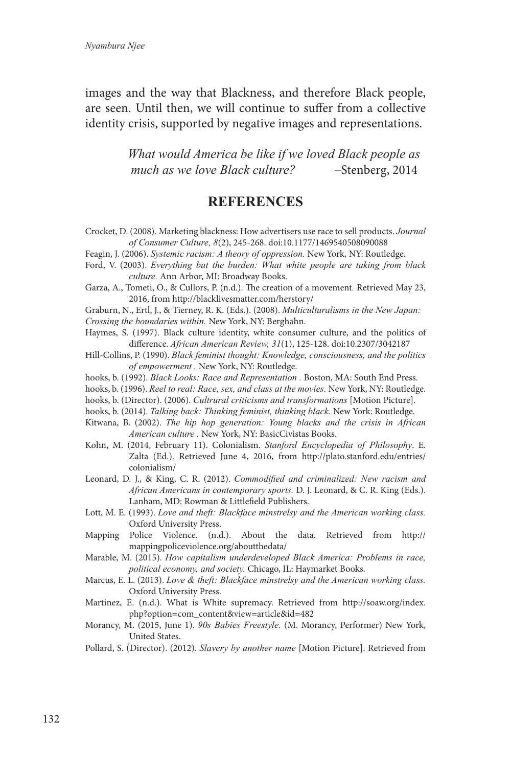images and the way that Blackness, and therefore Black people, are seen. Until then, we will continue to suffer from a collective identity crisis, supported by negative images and representations.

> *What would America be like if we loved Black people as much as we love Black culture?* –Stenberg, 2014

## REFERENCES

Crocket, D. (2008). Marketing blackness: How advertisers use race to sell products. *Journal of Consumer Culture, 8*(2), 245-268. doi:10.1177/1469540508090088

Feagin, J. (2006). *Systemic racism: A theory of oppression.* New York, NY: Routledge.

Ford, V. (2003). *Everything but the burden: What white people are taking from black culture.* Ann Arbor, MI: Broadway Books.

Garza, A., Tometi, O., & Cullors, P. (n.d.). The creation of a movement*.* Retrieved May 23, 2016, from http://blacklivesmatter.com/herstory/

Graburn, N., Ertl, J., & Tierney, R. K. (Eds.). (2008). *Multiculturalisms in the New Japan: Crossing the boundaries within.* New York, NY: Berghahn.

Haymes, S. (1997). Black culture identity, white consumer culture, and the politics of difference. *African American Review, 31*(1), 125-128. doi:10.2307/3042187

Hill-Collins, P. (1990). *Black feminist thought: Knowledge, consciousness, and the politics of empowerment .* New York, NY: Routledge.

hooks, b. (1992). *Black Looks: Race and Representation .* Boston, MA: South End Press.

hooks, b. (1996). *Reel to real: Race, sex, and class at the movies.* New York, NY: Routledge.

hooks, b. (Director). (2006). *Cultrural criticisms and transformations* [Motion Picture].

hooks, b. (2014). *Talking back: Thinking feminist, thinking black.* New York: Routledge.

Kitwana, B. (2002). *The hip hop generation: Young blacks and the crisis in African American culture .* New York, NY: BasicCivistas Books.

Kohn, M. (2014, February 11). Colonialism. *Stanford Encyclopedia of Philosophy*. E. Zalta (Ed.). Retrieved June 4, 2016, from http://plato.stanford.edu/entries/colonialism/

Leonard, D. J., & King, C. R. (2012). *Commodified and criminalized: New racism and African Americans in contemporary sports.* D. J. Leonard, & C. R. King (Eds.). Lanham, MD: Rowman & Littlefield Publishers.

Lott, M. E. (1993). *Love and theft: Blackface minstrelsy and the American working class.* Oxford University Press.

Mapping Police Violence. (n.d.). About the data. Retrieved from http://mappingpoliceviolence.org/aboutthedata/

Marable, M. (2015). *How capitalism underdeveloped Black America: Problems in race, political economy, and society.* Chicago, IL: Haymarket Books.

Marcus, E. L. (2013). *Love & theft: Blackface minstrelsy and the American working class.* Oxford University Press.

Martinez, E. (n.d.). What is White supremacy. Retrieved from http://soaw.org/index.php?option=com_content&view=article&id=482

Morancy, M. (2015, June 1). *90s Babies Freestyle.* (M. Morancy, Performer) New York, United States.

Pollard, S. (Director). (2012). *Slavery by another name* [Motion Picture]. Retrieved from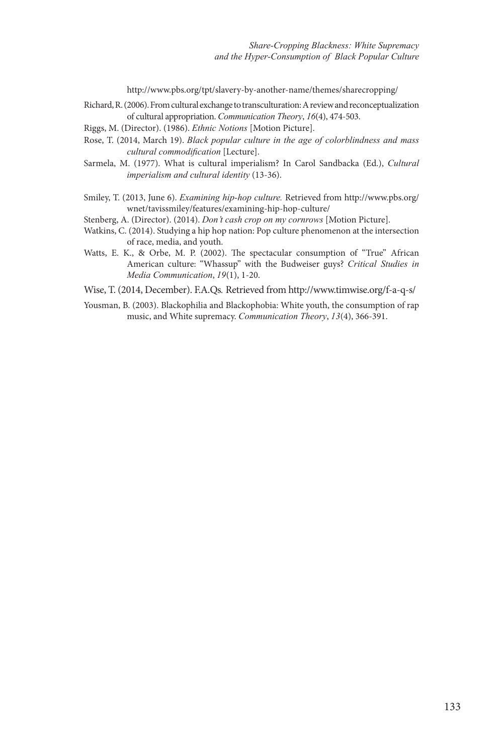http://www.pbs.org/tpt/slavery-by-another-name/themes/sharecropping/

Richard, R. (2006). From cultural exchange to transculturation: A review and reconceptualization of cultural appropriation. *Communication Theory*, *16*(4), 474-503.

Riggs, M. (Director). (1986). *Ethnic Notions* [Motion Picture].

Rose, T. (2014, March 19). *Black popular culture in the age of colorblindness and mass cultural commodification* [Lecture].

Sarmela, M. (1977). What is cultural imperialism? In Carol Sandbacka (Ed.), *Cultural imperialism and cultural identity* (13-36).

Smiley, T. (2013, June 6). *Examining hip-hop culture.* Retrieved from http://www.pbs.org/wnet/tavissmiley/features/examining-hip-hop-culture/

Stenberg, A. (Director). (2014). *Don't cash crop on my cornrows* [Motion Picture].

Watkins, C. (2014). Studying a hip hop nation: Pop culture phenomenon at the intersection of race, media, and youth.

Watts, E. K., & Orbe, M. P. (2002). The spectacular consumption of "True" African American culture: "Whassup" with the Budweiser guys? *Critical Studies in Media Communication*, *19*(1), 1-20.

Wise, T. (2014, December). F.A.Qs. Retrieved from http://www.timwise.org/f-a-q-s/

Yousman, B. (2003). Blackophilia and Blackophobia: White youth, the consumption of rap music, and White supremacy. *Communication Theory*, *13*(4), 366-391.